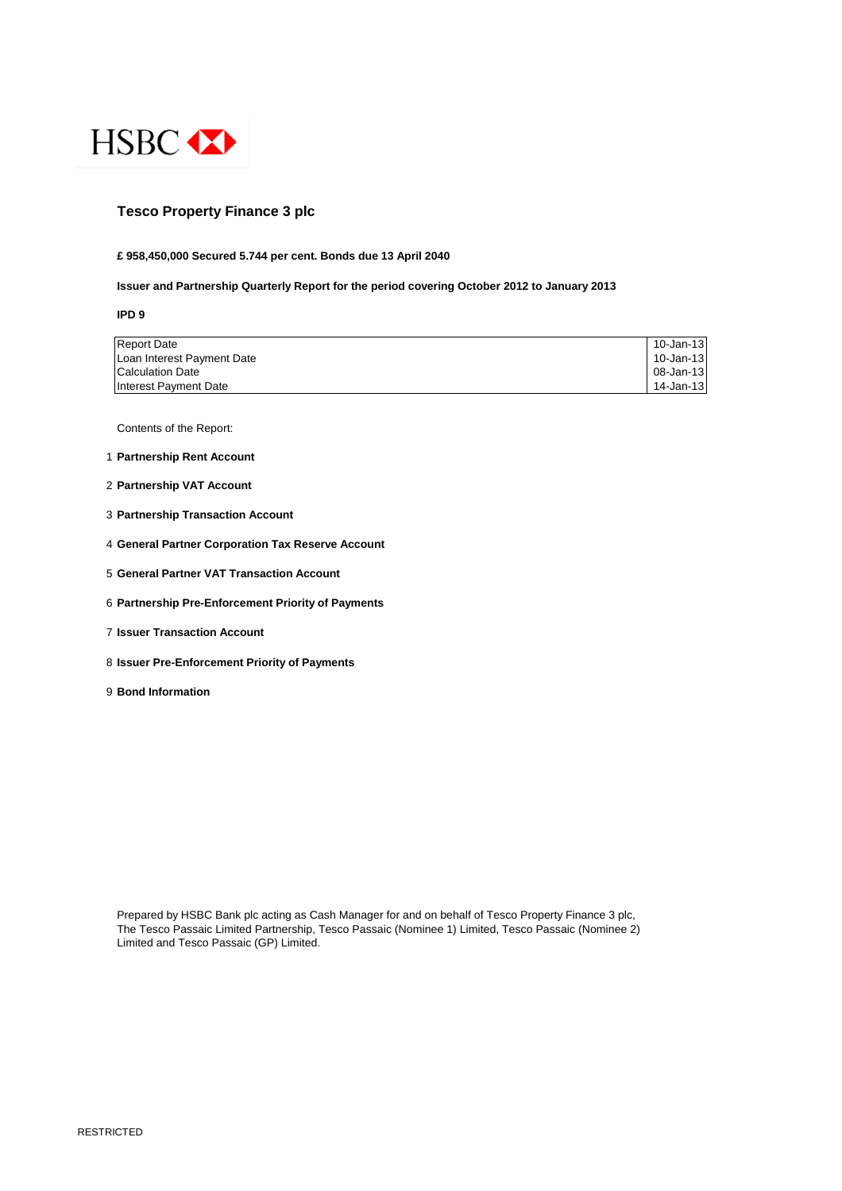HSBC

# Tesco Property Finance 3 plc

**£ 958,450,000 Secured 5.744 per cent. Bonds due 13 April 2040**

**Issuer and Partnership Quarterly Report for the period covering October 2012 to January 2013**

**IPD 9**

| | |
|---|---|
| Report Date | 10-Jan-13 |
| Loan Interest Payment Date | 10-Jan-13 |
| Calculation Date | 08-Jan-13 |
| Interest Payment Date | 14-Jan-13 |

Contents of the Report:

1. **Partnership Rent Account**
2. **Partnership VAT Account**
3. **Partnership Transaction Account**
4. **General Partner Corporation Tax Reserve Account**
5. **General Partner VAT Transaction Account**
6. **Partnership Pre-Enforcement Priority of Payments**
7. **Issuer Transaction Account**
8. **Issuer Pre-Enforcement Priority of Payments**
9. **Bond Information**

Prepared by HSBC Bank plc acting as Cash Manager for and on behalf of Tesco Property Finance 3 plc, The Tesco Passaic Limited Partnership, Tesco Passaic (Nominee 1) Limited, Tesco Passaic (Nominee 2) Limited and Tesco Passaic (GP) Limited.

RESTRICTED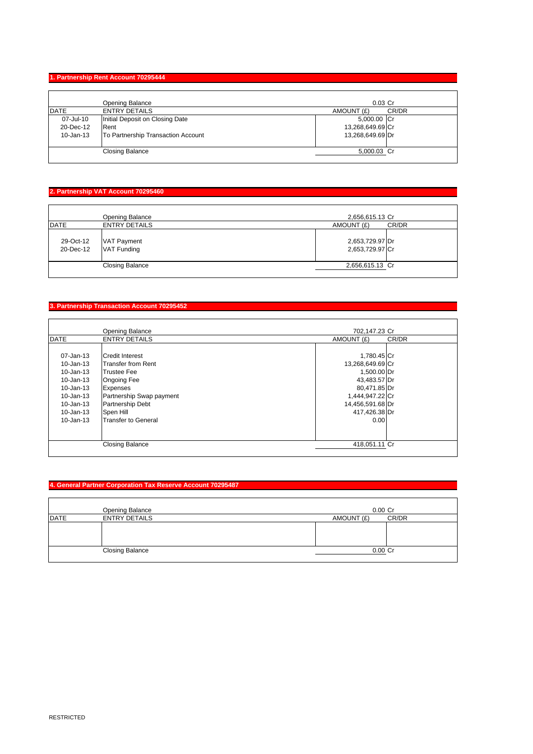## 1. Partnership Rent Account 70295444

| DATE | ENTRY DETAILS | AMOUNT (£) | CR/DR |
|---|---|---|---|
| | Opening Balance | 0.03 | Cr |
| 07-Jul-10 | Initial Deposit on Closing Date | 5,000.00 | Cr |
| 20-Dec-12 | Rent | 13,268,649.69 | Cr |
| 10-Jan-13 | To Partnership Transaction Account | 13,268,649.69 | Dr |
| | Closing Balance | 5,000.03 | Cr |

## 2. Partnership VAT Account 70295460

| DATE | ENTRY DETAILS | AMOUNT (£) | CR/DR |
|---|---|---|---|
| | Opening Balance | 2,656,615.13 | Cr |
| 29-Oct-12 | VAT Payment | 2,653,729.97 | Dr |
| 20-Dec-12 | VAT Funding | 2,653,729.97 | Cr |
| | Closing Balance | 2,656,615.13 | Cr |

## 3. Partnership Transaction Account 70295452

| DATE | ENTRY DETAILS | AMOUNT (£) | CR/DR |
|---|---|---|---|
| | Opening Balance | 702,147.23 | Cr |
| 07-Jan-13 | Credit Interest | 1,780.45 | Cr |
| 10-Jan-13 | Transfer from Rent | 13,268,649.69 | Cr |
| 10-Jan-13 | Trustee Fee | 1,500.00 | Dr |
| 10-Jan-13 | Ongoing Fee | 43,483.57 | Dr |
| 10-Jan-13 | Expenses | 80,471.85 | Dr |
| 10-Jan-13 | Partnership Swap payment | 1,444,947.22 | Cr |
| 10-Jan-13 | Partnership Debt | 14,456,591.68 | Dr |
| 10-Jan-13 | Spen Hill | 417,426.38 | Dr |
| 10-Jan-13 | Transfer to General | 0.00 | |
| | Closing Balance | 418,051.11 | Cr |

## 4. General Partner Corporation Tax Reserve Account 70295487

| DATE | ENTRY DETAILS | AMOUNT (£) | CR/DR |
|---|---|---|---|
| | Opening Balance | 0.00 | Cr |
| | Closing Balance | 0.00 | Cr |

RESTRICTED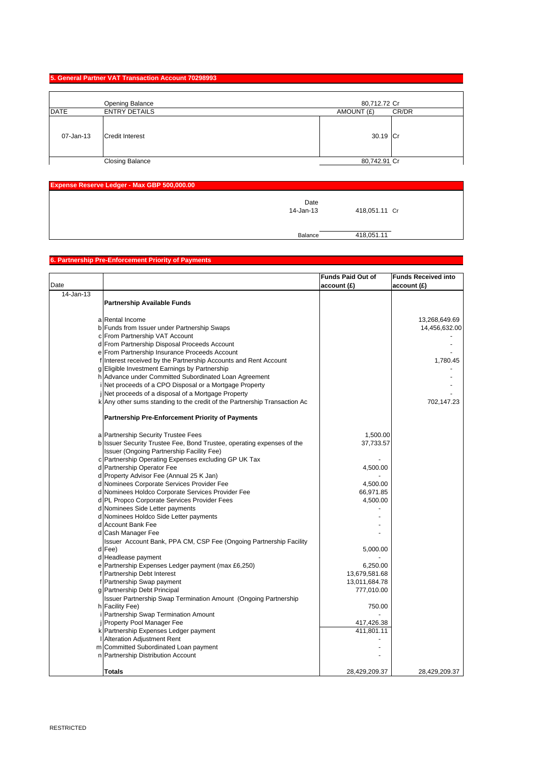## 5. General Partner VAT Transaction Account 70298993

| DATE | ENTRY DETAILS | AMOUNT (£) | CR/DR |
|---|---|---|---|
| | Opening Balance | 80,712.72 | Cr |
| 07-Jan-13 | Credit Interest | 30.19 | Cr |
| | Closing Balance | 80,742.91 | Cr |

## Expense Reserve Ledger - Max GBP 500,000.00

| Date | Amount | |
|---|---|---|
| 14-Jan-13 | 418,051.11 | Cr |
| Balance | 418,051.11 | |

## 6. Partnership Pre-Enforcement Priority of Payments

| Date | | | Funds Paid Out of account (£) | Funds Received into account (£) |
|---|---|---|---|---|
| 14-Jan-13 | | **Partnership Available Funds** | | |
| | a | Rental Income | | 13,268,649.69 |
| | b | Funds from Issuer under Partnership Swaps | | 14,456,632.00 |
| | c | From Partnership VAT Account | | - |
| | d | From Partnership Disposal Proceeds Account | | - |
| | e | From Partnership Insurance Proceeds Account | | - |
| | f | Interest received by the Partnership Accounts and Rent Account | | 1,780.45 |
| | g | Eligible Investment Earnings by Partnership | | - |
| | h | Advance under Committed Subordinated Loan Agreement | | - |
| | i | Net proceeds of a CPO Disposal or a Mortgage Property | | - |
| | j | Net proceeds of a disposal of a Mortgage Property | | - |
| | k | Any other sums standing to the credit of the Partnership Transaction Ac | | 702,147.23 |
| | | **Partnership Pre-Enforcement Priority of Payments** | | |
| | a | Partnership Security Trustee Fees | 1,500.00 | |
| | b | Issuer Security Trustee Fee, Bond Trustee, operating expenses of the Issuer (Ongoing Partnership Facility Fee) | 37,733.57 | |
| | c | Partnership Operating Expenses excluding GP UK Tax | - | |
| | d | Partnership Operator Fee | 4,500.00 | |
| | d | Property Advisor Fee (Annual 25 K Jan) | - | |
| | d | Nominees Corporate Services Provider Fee | 4,500.00 | |
| | d | Nominees Holdco Corporate Services Provider Fee | 66,971.85 | |
| | d | PL Propco Corporate Services Provider Fees | 4,500.00 | |
| | d | Nominees Side Letter payments | - | |
| | d | Nominees Holdco Side Letter payments | - | |
| | d | Account Bank Fee | - | |
| | d | Cash Manager Fee | - | |
| | d | Issuer Account Bank, PPA CM, CSP Fee (Ongoing Partnership Facility Fee) | 5,000.00 | |
| | d | Headlease payment | - | |
| | e | Partnership Expenses Ledger payment (max £6,250) | 6,250.00 | |
| | f | Partnership Debt Interest | 13,679,581.68 | |
| | f | Partnership Swap payment | 13,011,684.78 | |
| | g | Partnership Debt Principal | 777,010.00 | |
| | h | Issuer Partnership Swap Termination Amount (Ongoing Partnership Facility Fee) | 750.00 | |
| | i | Partnership Swap Termination Amount | - | |
| | j | Property Pool Manager Fee | 417,426.38 | |
| | k | Partnership Expenses Ledger payment | 411,801.11 | |
| | l | Alteration Adjustment Rent | - | |
| | m | Committed Subordinated Loan payment | - | |
| | n | Partnership Distribution Account | - | |
| | | **Totals** | 28,429,209.37 | 28,429,209.37 |

RESTRICTED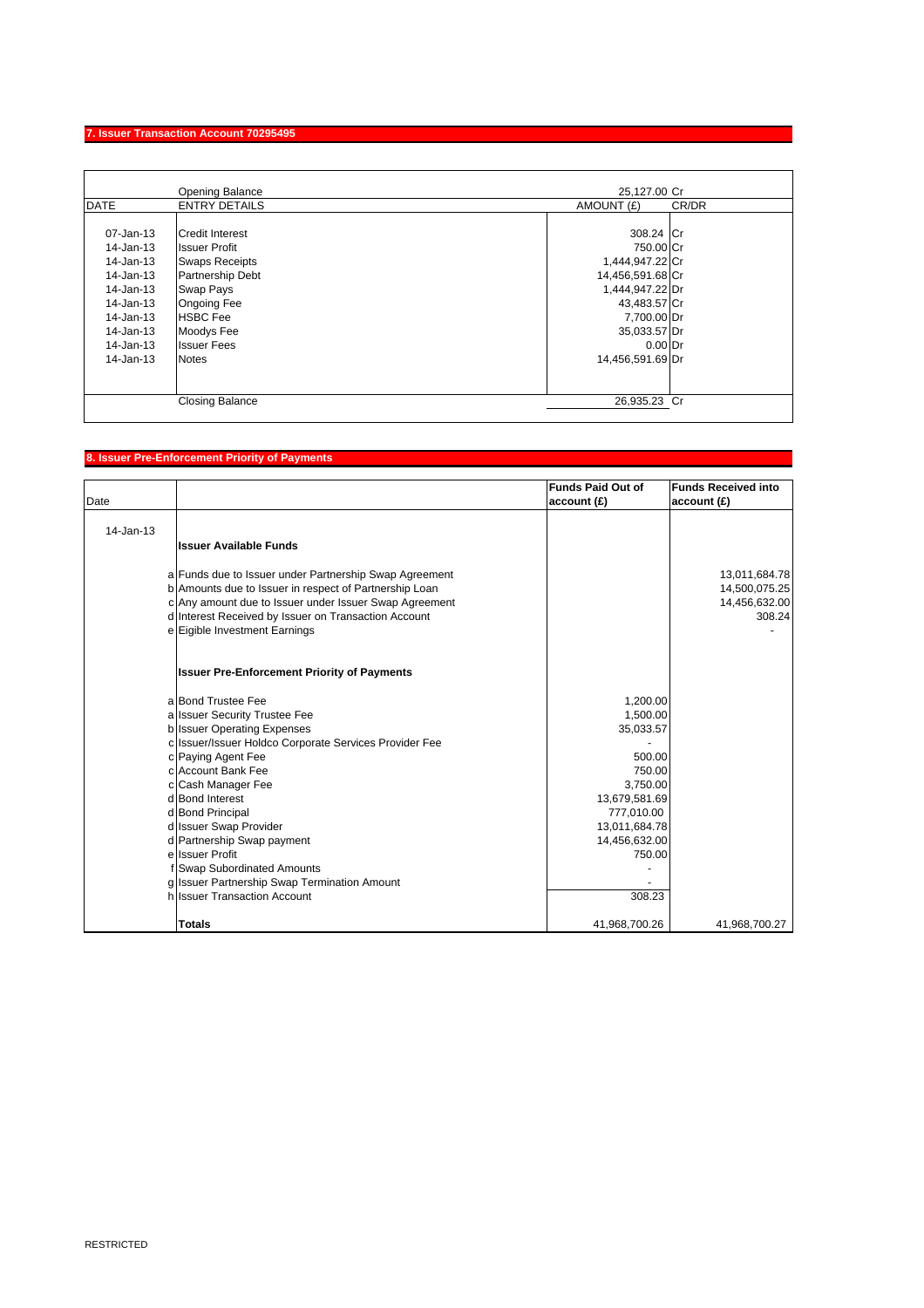## 7. Issuer Transaction Account 70295495

| DATE | ENTRY DETAILS | AMOUNT (£) | CR/DR |
|---|---|---|---|
| | Opening Balance | 25,127.00 | Cr |
| 07-Jan-13 | Credit Interest | 308.24 | Cr |
| 14-Jan-13 | Issuer Profit | 750.00 | Cr |
| 14-Jan-13 | Swaps Receipts | 1,444,947.22 | Cr |
| 14-Jan-13 | Partnership Debt | 14,456,591.68 | Cr |
| 14-Jan-13 | Swap Pays | 1,444,947.22 | Dr |
| 14-Jan-13 | Ongoing Fee | 43,483.57 | Cr |
| 14-Jan-13 | HSBC Fee | 7,700.00 | Dr |
| 14-Jan-13 | Moodys Fee | 35,033.57 | Dr |
| 14-Jan-13 | Issuer Fees | 0.00 | Dr |
| 14-Jan-13 | Notes | 14,456,591.69 | Dr |
| | Closing Balance | 26,935.23 | Cr |

## 8. Issuer Pre-Enforcement Priority of Payments

| Date | | | Funds Paid Out of account (£) | Funds Received into account (£) |
|---|---|---|---|---|
| 14-Jan-13 | | **Issuer Available Funds** | | |
| | a | Funds due to Issuer under Partnership Swap Agreement | | 13,011,684.78 |
| | b | Amounts due to Issuer in respect of Partnership Loan | | 14,500,075.25 |
| | c | Any amount due to Issuer under Issuer Swap Agreement | | 14,456,632.00 |
| | d | Interest Received by Issuer on Transaction Account | | 308.24 |
| | e | Eigible Investment Earnings | | - |
| | | **Issuer Pre-Enforcement Priority of Payments** | | |
| | a | Bond Trustee Fee | 1,200.00 | |
| | a | Issuer Security Trustee Fee | 1,500.00 | |
| | b | Issuer Operating Expenses | 35,033.57 | |
| | c | Issuer/Issuer Holdco Corporate Services Provider Fee | - | |
| | c | Paying Agent Fee | 500.00 | |
| | c | Account Bank Fee | 750.00 | |
| | c | Cash Manager Fee | 3,750.00 | |
| | d | Bond Interest | 13,679,581.69 | |
| | d | Bond Principal | 777,010.00 | |
| | d | Issuer Swap Provider | 13,011,684.78 | |
| | d | Partnership Swap payment | 14,456,632.00 | |
| | e | Issuer Profit | 750.00 | |
| | f | Swap Subordinated Amounts | - | |
| | g | Issuer Partnership Swap Termination Amount | - | |
| | h | Issuer Transaction Account | 308.23 | |
| | | **Totals** | 41,968,700.26 | 41,968,700.27 |

RESTRICTED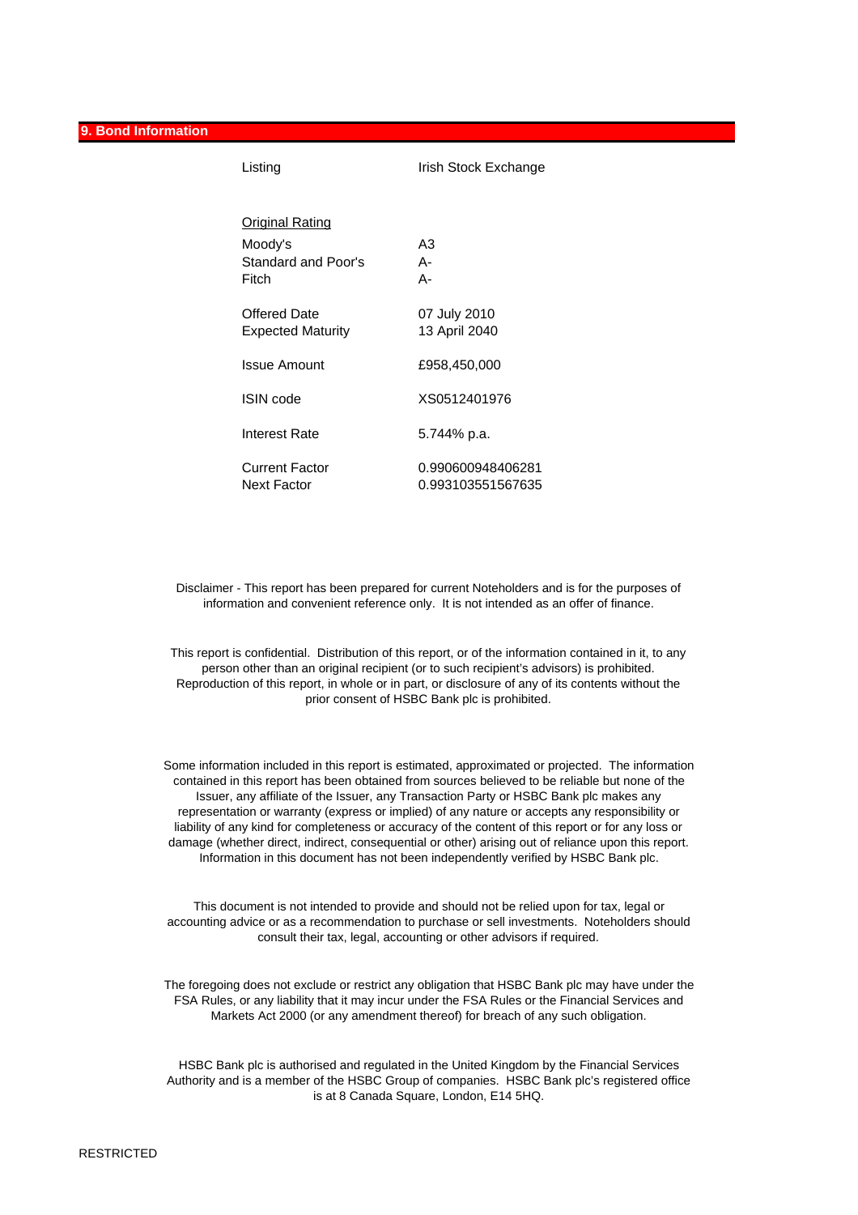## 9. Bond Information

| | |
|---|---|
| Listing | Irish Stock Exchange |
| | |
| Original Rating | |
| Moody's | A3 |
| Standard and Poor's | A- |
| Fitch | A- |
| | |
| Offered Date | 07 July 2010 |
| Expected Maturity | 13 April 2040 |
| | |
| Issue Amount | £958,450,000 |
| | |
| ISIN code | XS0512401976 |
| | |
| Interest Rate | 5.744% p.a. |
| | |
| Current Factor | 0.990600948406281 |
| Next Factor | 0.993103551567635 |

Disclaimer - This report has been prepared for current Noteholders and is for the purposes of information and convenient reference only. It is not intended as an offer of finance.

This report is confidential. Distribution of this report, or of the information contained in it, to any person other than an original recipient (or to such recipient's advisors) is prohibited. Reproduction of this report, in whole or in part, or disclosure of any of its contents without the prior consent of HSBC Bank plc is prohibited.

Some information included in this report is estimated, approximated or projected. The information contained in this report has been obtained from sources believed to be reliable but none of the Issuer, any affiliate of the Issuer, any Transaction Party or HSBC Bank plc makes any representation or warranty (express or implied) of any nature or accepts any responsibility or liability of any kind for completeness or accuracy of the content of this report or for any loss or damage (whether direct, indirect, consequential or other) arising out of reliance upon this report. Information in this document has not been independently verified by HSBC Bank plc.

This document is not intended to provide and should not be relied upon for tax, legal or accounting advice or as a recommendation to purchase or sell investments. Noteholders should consult their tax, legal, accounting or other advisors if required.

The foregoing does not exclude or restrict any obligation that HSBC Bank plc may have under the FSA Rules, or any liability that it may incur under the FSA Rules or the Financial Services and Markets Act 2000 (or any amendment thereof) for breach of any such obligation.

HSBC Bank plc is authorised and regulated in the United Kingdom by the Financial Services Authority and is a member of the HSBC Group of companies. HSBC Bank plc's registered office is at 8 Canada Square, London, E14 5HQ.

RESTRICTED